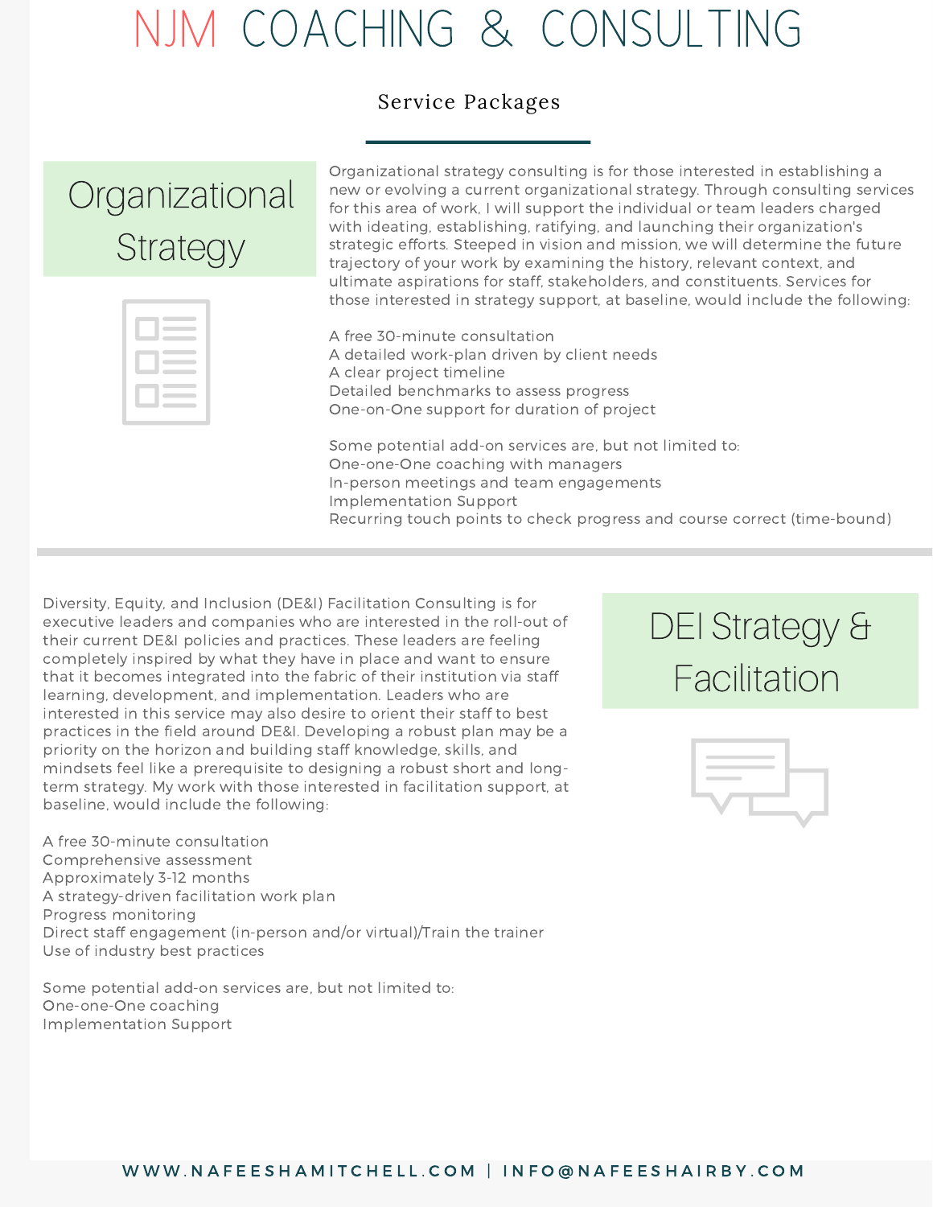# NJM COACHING & CONSULTING

## Service Packages

### Organizational Strategy

Organizational strategy consulting is for those interested in establishing a new or evolving a current organizational strategy. Through consulting services for this area of work, I will support the individual or team leaders charged with ideating, establishing, ratifying, and launching their organization's strategic efforts. Steeped in vision and mission, we will determine the future trajectory of your work by examining the history, relevant context, and ultimate aspirations for staff, stakeholders, and constituents. Services for those interested in strategy support, at baseline, would include the following:

A free 30-minute consultation
A detailed work-plan driven by client needs
A clear project timeline
Detailed benchmarks to assess progress
One-on-One support for duration of project

Some potential add-on services are, but not limited to:
One-one-One coaching with managers
In-person meetings and team engagements
Implementation Support
Recurring touch points to check progress and course correct (time-bound)

---

### DEI Strategy & Facilitation

Diversity, Equity, and Inclusion (DE&I) Facilitation Consulting is for executive leaders and companies who are interested in the roll-out of their current DE&I policies and practices. These leaders are feeling completely inspired by what they have in place and want to ensure that it becomes integrated into the fabric of their institution via staff learning, development, and implementation. Leaders who are interested in this service may also desire to orient their staff to best practices in the field around DE&I. Developing a robust plan may be a priority on the horizon and building staff knowledge, skills, and mindsets feel like a prerequisite to designing a robust short and long-term strategy. My work with those interested in facilitation support, at baseline, would include the following:

A free 30-minute consultation
Comprehensive assessment
Approximately 3-12 months
A strategy-driven facilitation work plan
Progress monitoring
Direct staff engagement (in-person and/or virtual)/Train the trainer
Use of industry best practices

Some potential add-on services are, but not limited to:
One-one-One coaching
Implementation Support

WWW.NAFEESHAMITCHELL.COM | INFO@NAFEESHAIRBY.COM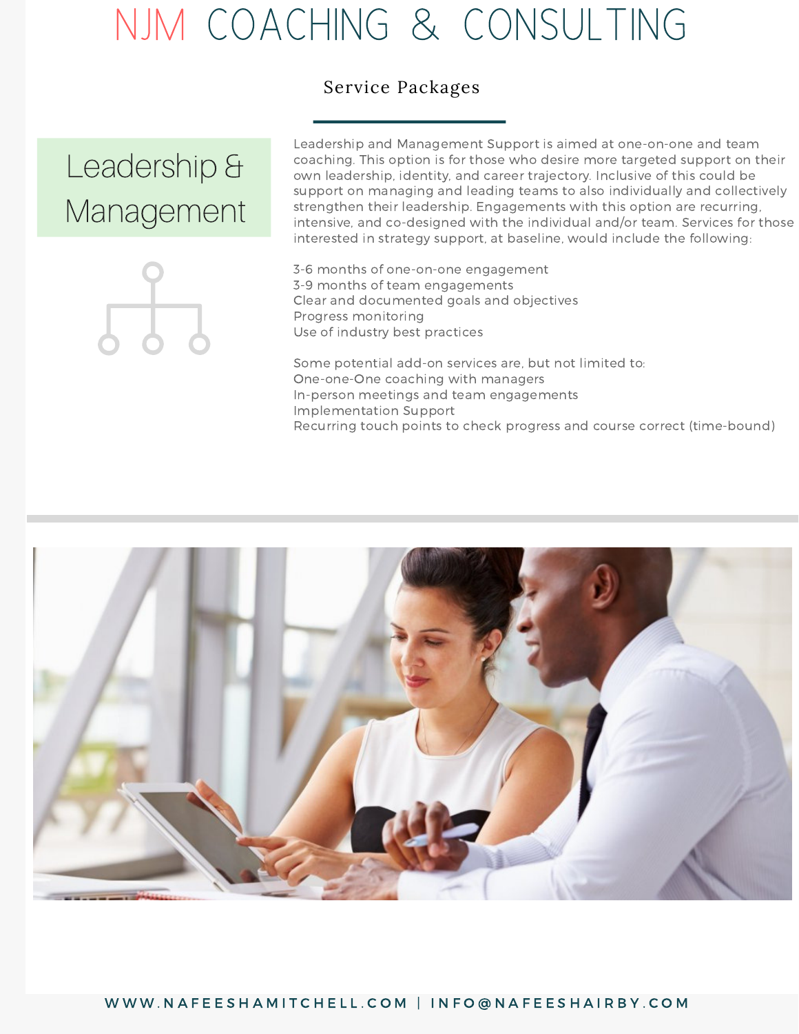# NJM COACHING & CONSULTING

## Service Packages

### Leadership & Management

Leadership and Management Support is aimed at one-on-one and team coaching. This option is for those who desire more targeted support on their own leadership, identity, and career trajectory. Inclusive of this could be support on managing and leading teams to also individually and collectively strengthen their leadership. Engagements with this option are recurring, intensive, and co-designed with the individual and/or team. Services for those interested in strategy support, at baseline, would include the following:

3-6 months of one-on-one engagement
3-9 months of team engagements
Clear and documented goals and objectives
Progress monitoring
Use of industry best practices

Some potential add-on services are, but not limited to:
One-one-One coaching with managers
In-person meetings and team engagements
Implementation Support
Recurring touch points to check progress and course correct (time-bound)

WWW.NAFEESHAMITCHELL.COM | INFO@NAFEESHAIRBY.COM